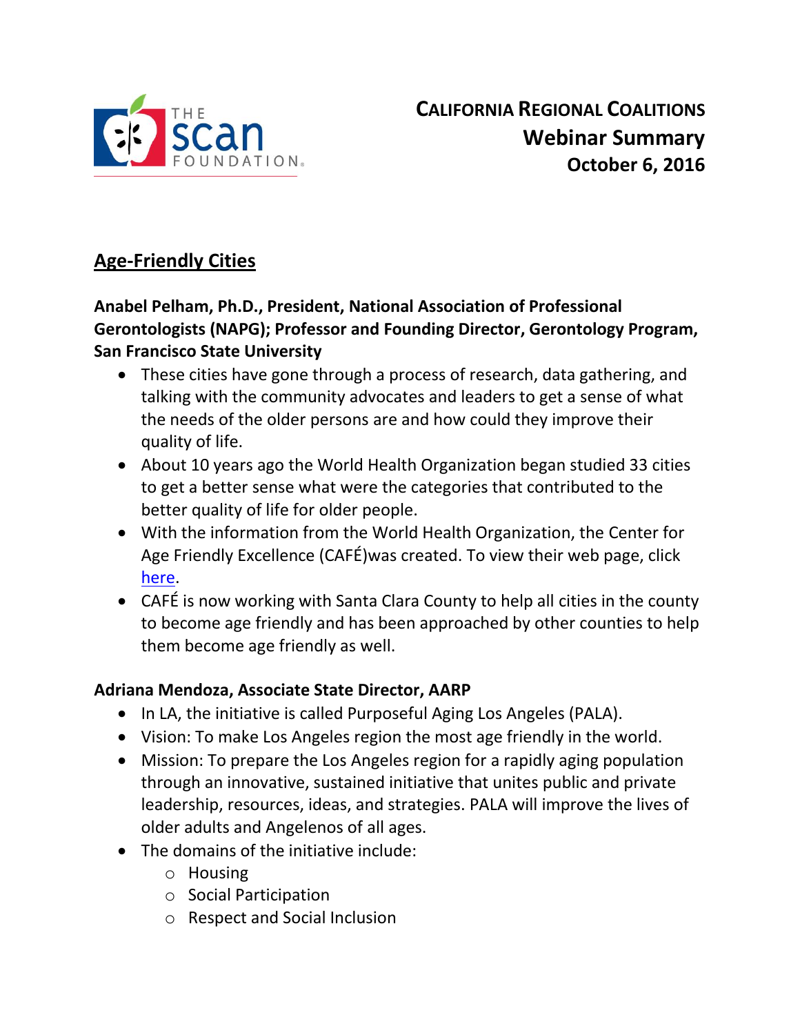THE scan FOUNDATION

**CALIFORNIA REGIONAL COALITIONS**
**Webinar Summary**
**October 6, 2016**

## Age-Friendly Cities

**Anabel Pelham, Ph.D., President, National Association of Professional Gerontologists (NAPG); Professor and Founding Director, Gerontology Program, San Francisco State University**

- These cities have gone through a process of research, data gathering, and talking with the community advocates and leaders to get a sense of what the needs of the older persons are and how could they improve their quality of life.
- About 10 years ago the World Health Organization began studied 33 cities to get a better sense what were the categories that contributed to the better quality of life for older people.
- With the information from the World Health Organization, the Center for Age Friendly Excellence (CAFÉ)was created. To view their web page, click here.
- CAFÉ is now working with Santa Clara County to help all cities in the county to become age friendly and has been approached by other counties to help them become age friendly as well.

**Adriana Mendoza, Associate State Director, AARP**

- In LA, the initiative is called Purposeful Aging Los Angeles (PALA).
- Vision: To make Los Angeles region the most age friendly in the world.
- Mission: To prepare the Los Angeles region for a rapidly aging population through an innovative, sustained initiative that unites public and private leadership, resources, ideas, and strategies. PALA will improve the lives of older adults and Angelenos of all ages.
- The domains of the initiative include:
  - Housing
  - Social Participation
  - Respect and Social Inclusion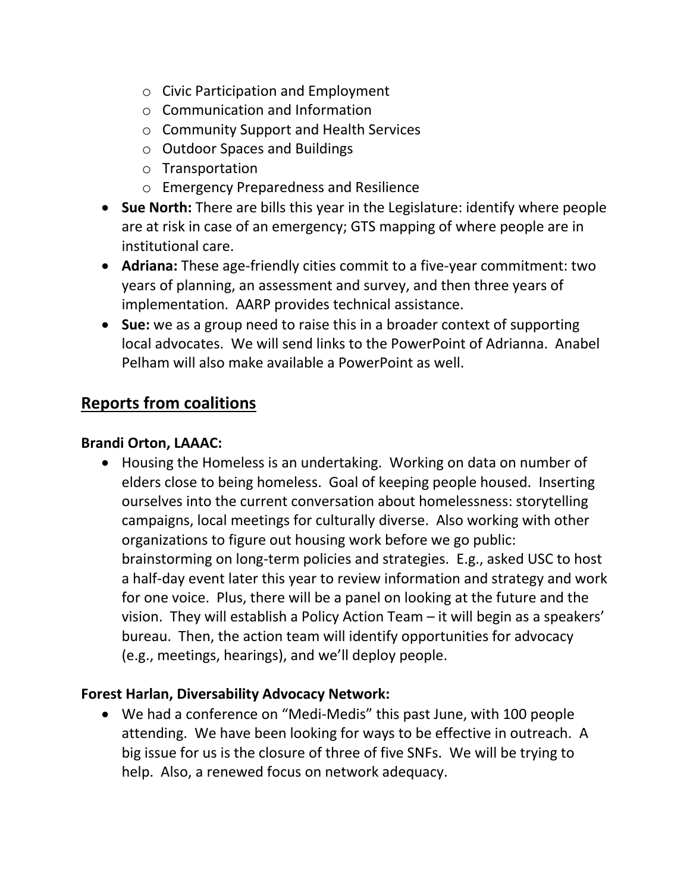- Civic Participation and Employment
  - Communication and Information
  - Community Support and Health Services
  - Outdoor Spaces and Buildings
  - Transportation
  - Emergency Preparedness and Resilience
- **Sue North:** There are bills this year in the Legislature: identify where people are at risk in case of an emergency; GTS mapping of where people are in institutional care.
- **Adriana:** These age-friendly cities commit to a five-year commitment: two years of planning, an assessment and survey, and then three years of implementation. AARP provides technical assistance.
- **Sue:** we as a group need to raise this in a broader context of supporting local advocates. We will send links to the PowerPoint of Adrianna. Anabel Pelham will also make available a PowerPoint as well.

## Reports from coalitions

**Brandi Orton, LAAAC:**

- Housing the Homeless is an undertaking. Working on data on number of elders close to being homeless. Goal of keeping people housed. Inserting ourselves into the current conversation about homelessness: storytelling campaigns, local meetings for culturally diverse. Also working with other organizations to figure out housing work before we go public: brainstorming on long-term policies and strategies. E.g., asked USC to host a half-day event later this year to review information and strategy and work for one voice. Plus, there will be a panel on looking at the future and the vision. They will establish a Policy Action Team – it will begin as a speakers' bureau. Then, the action team will identify opportunities for advocacy (e.g., meetings, hearings), and we'll deploy people.

**Forest Harlan, Diversability Advocacy Network:**

- We had a conference on "Medi-Medis" this past June, with 100 people attending. We have been looking for ways to be effective in outreach. A big issue for us is the closure of three of five SNFs. We will be trying to help. Also, a renewed focus on network adequacy.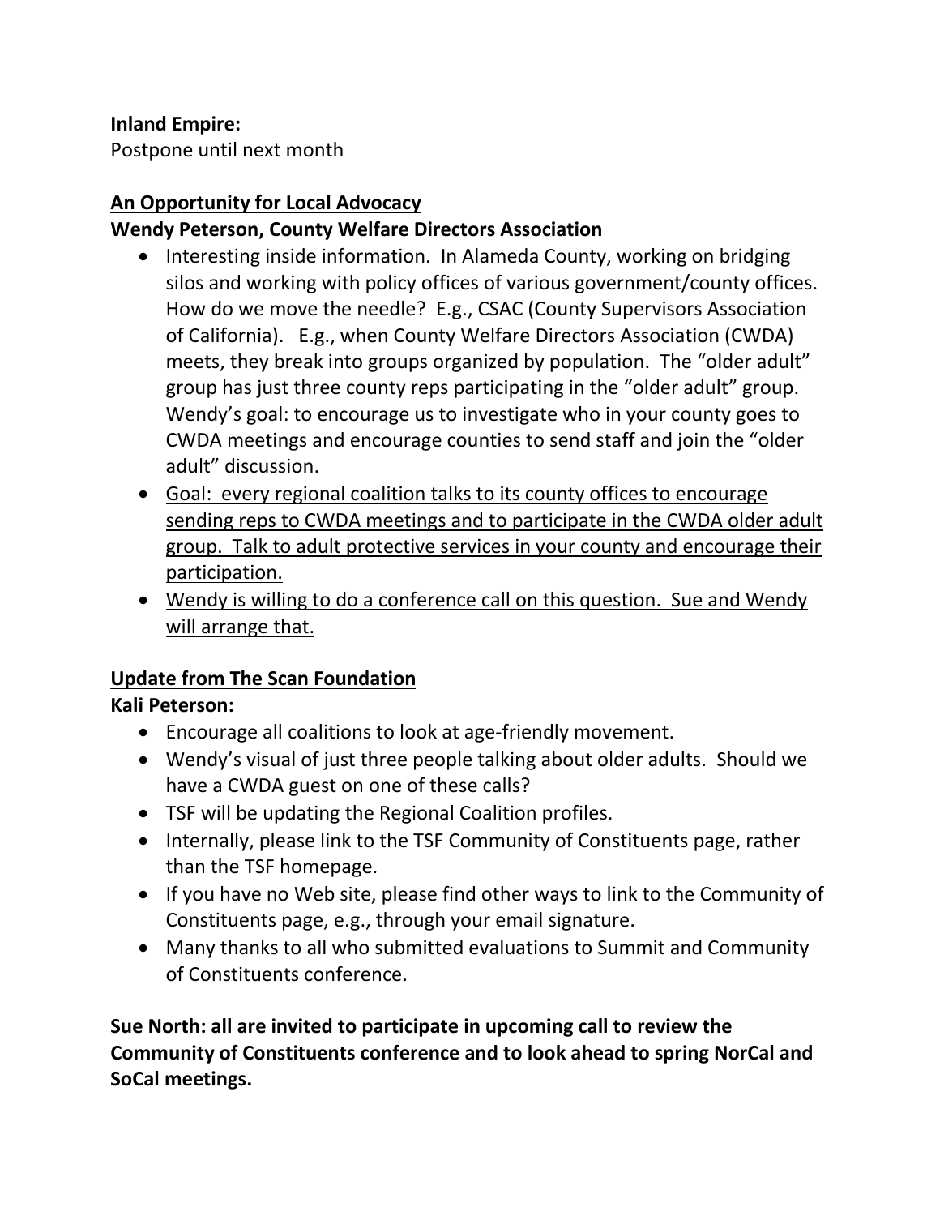**Inland Empire:**
Postpone until next month

**<u>An Opportunity for Local Advocacy</u>**
**Wendy Peterson, County Welfare Directors Association**

- Interesting inside information. In Alameda County, working on bridging silos and working with policy offices of various government/county offices. How do we move the needle? E.g., CSAC (County Supervisors Association of California). E.g., when County Welfare Directors Association (CWDA) meets, they break into groups organized by population. The "older adult" group has just three county reps participating in the "older adult" group. Wendy's goal: to encourage us to investigate who in your county goes to CWDA meetings and encourage counties to send staff and join the "older adult" discussion.
- <u>Goal: every regional coalition talks to its county offices to encourage sending reps to CWDA meetings and to participate in the CWDA older adult group. Talk to adult protective services in your county and encourage their participation.</u>
- <u>Wendy is willing to do a conference call on this question. Sue and Wendy will arrange that.</u>

**<u>Update from The Scan Foundation</u>**
**Kali Peterson:**

- Encourage all coalitions to look at age-friendly movement.
- Wendy's visual of just three people talking about older adults. Should we have a CWDA guest on one of these calls?
- TSF will be updating the Regional Coalition profiles.
- Internally, please link to the TSF Community of Constituents page, rather than the TSF homepage.
- If you have no Web site, please find other ways to link to the Community of Constituents page, e.g., through your email signature.
- Many thanks to all who submitted evaluations to Summit and Community of Constituents conference.

**Sue North: all are invited to participate in upcoming call to review the Community of Constituents conference and to look ahead to spring NorCal and SoCal meetings.**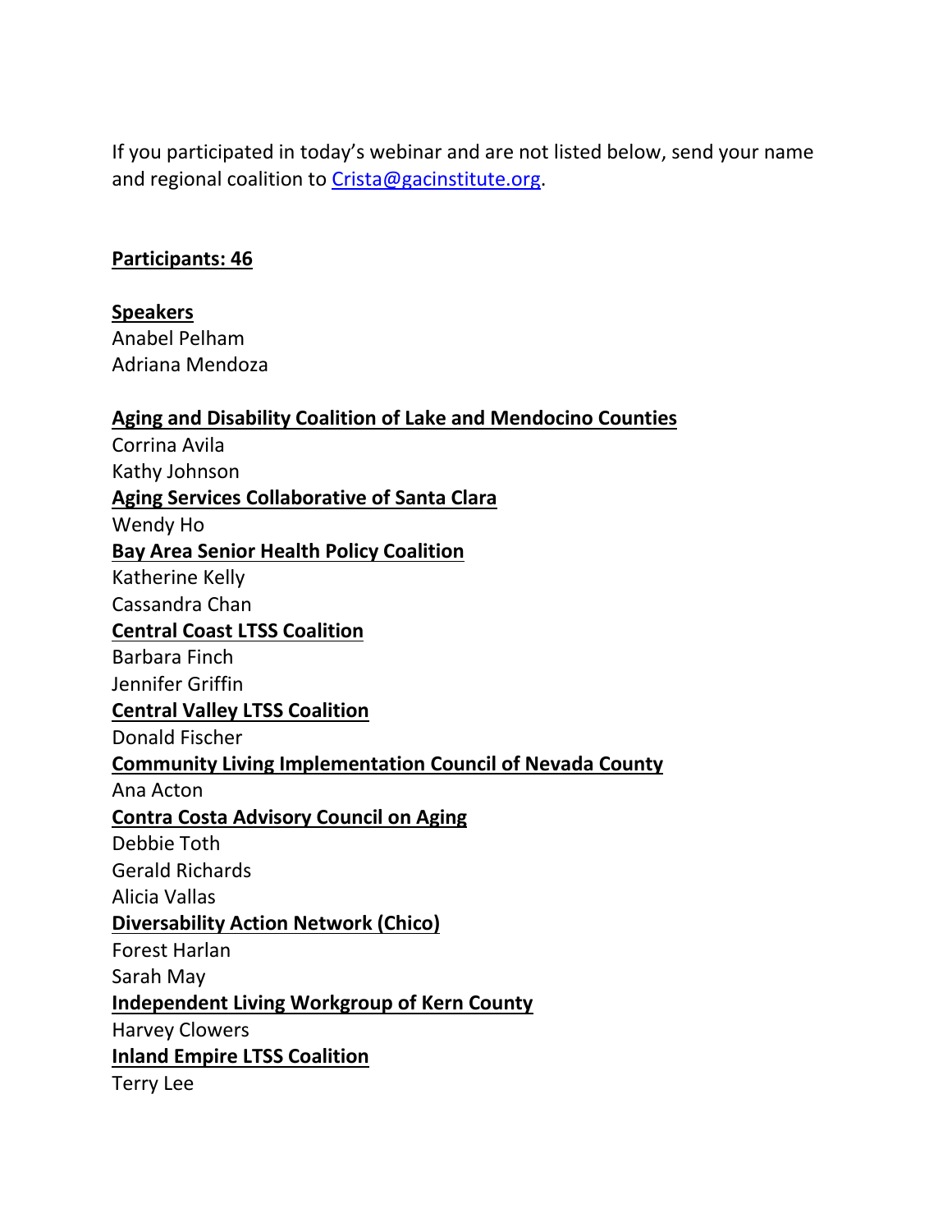If you participated in today's webinar and are not listed below, send your name and regional coalition to Crista@gacinstitute.org.

**Participants: 46**

**Speakers**

Anabel Pelham
Adriana Mendoza

**Aging and Disability Coalition of Lake and Mendocino Counties**

Corrina Avila
Kathy Johnson

**Aging Services Collaborative of Santa Clara**

Wendy Ho

**Bay Area Senior Health Policy Coalition**

Katherine Kelly
Cassandra Chan

**Central Coast LTSS Coalition**

Barbara Finch
Jennifer Griffin

**Central Valley LTSS Coalition**

Donald Fischer

**Community Living Implementation Council of Nevada County**

Ana Acton

**Contra Costa Advisory Council on Aging**

Debbie Toth
Gerald Richards
Alicia Vallas

**Diversability Action Network (Chico)**

Forest Harlan
Sarah May

**Independent Living Workgroup of Kern County**

Harvey Clowers

**Inland Empire LTSS Coalition**

Terry Lee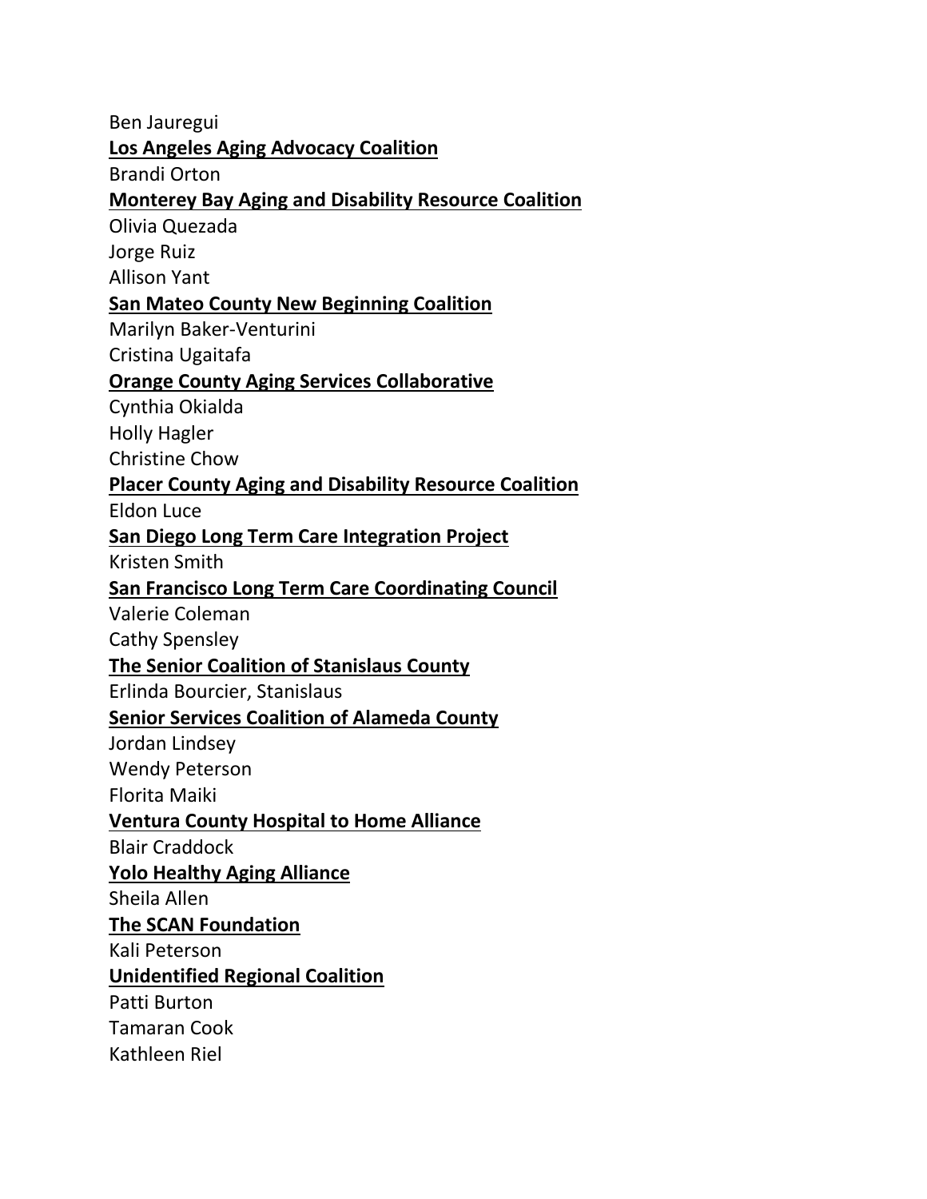Ben Jauregui

**Los Angeles Aging Advocacy Coalition**

Brandi Orton

**Monterey Bay Aging and Disability Resource Coalition**

Olivia Quezada

Jorge Ruiz

Allison Yant

**San Mateo County New Beginning Coalition**

Marilyn Baker-Venturini

Cristina Ugaitafa

**Orange County Aging Services Collaborative**

Cynthia Okialda

Holly Hagler

Christine Chow

**Placer County Aging and Disability Resource Coalition**

Eldon Luce

**San Diego Long Term Care Integration Project**

Kristen Smith

**San Francisco Long Term Care Coordinating Council**

Valerie Coleman

Cathy Spensley

**The Senior Coalition of Stanislaus County**

Erlinda Bourcier, Stanislaus

**Senior Services Coalition of Alameda County**

Jordan Lindsey

Wendy Peterson

Florita Maiki

**Ventura County Hospital to Home Alliance**

Blair Craddock

**Yolo Healthy Aging Alliance**

Sheila Allen

**The SCAN Foundation**

Kali Peterson

**Unidentified Regional Coalition**

Patti Burton

Tamaran Cook

Kathleen Riel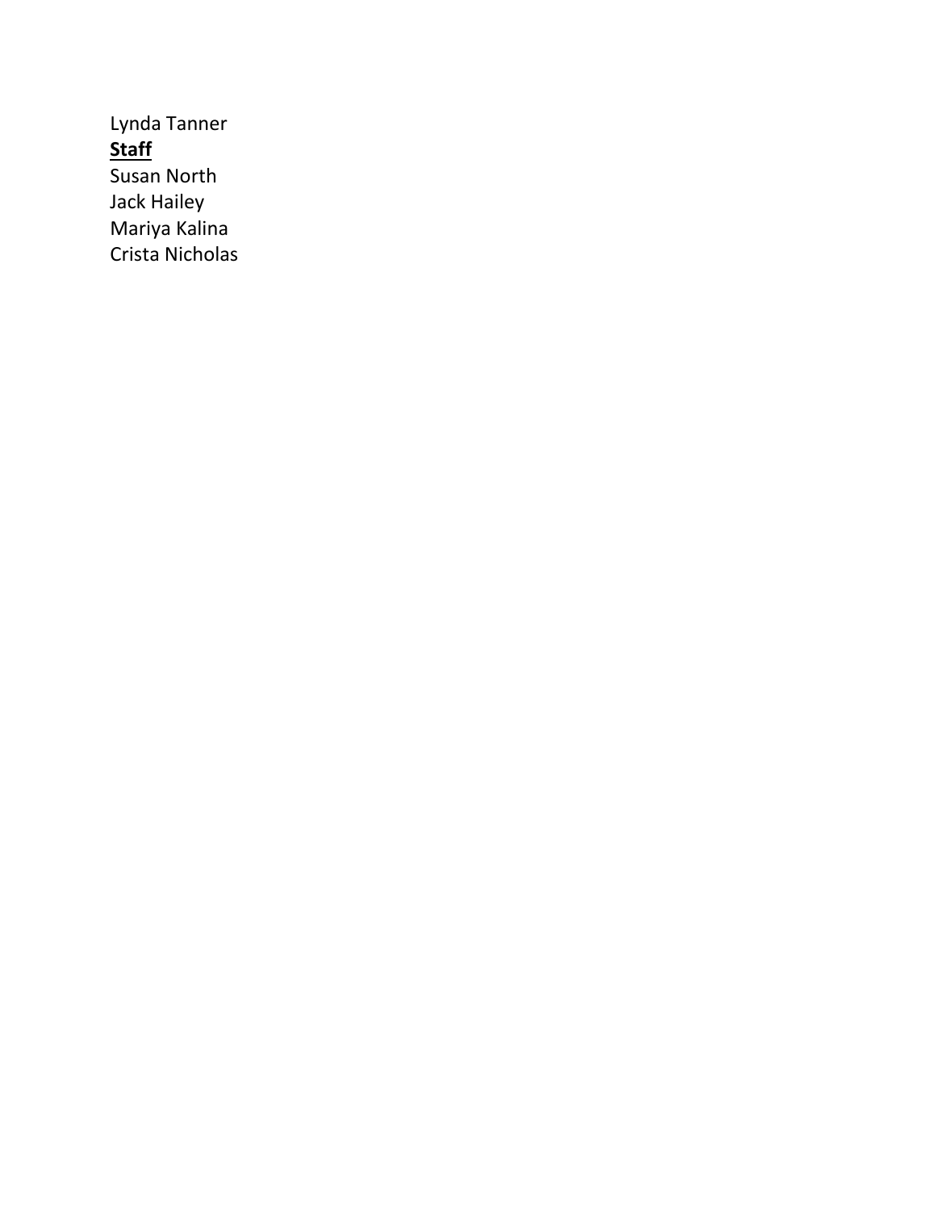Lynda Tanner

**Staff**

Susan North
Jack Hailey
Mariya Kalina
Crista Nicholas